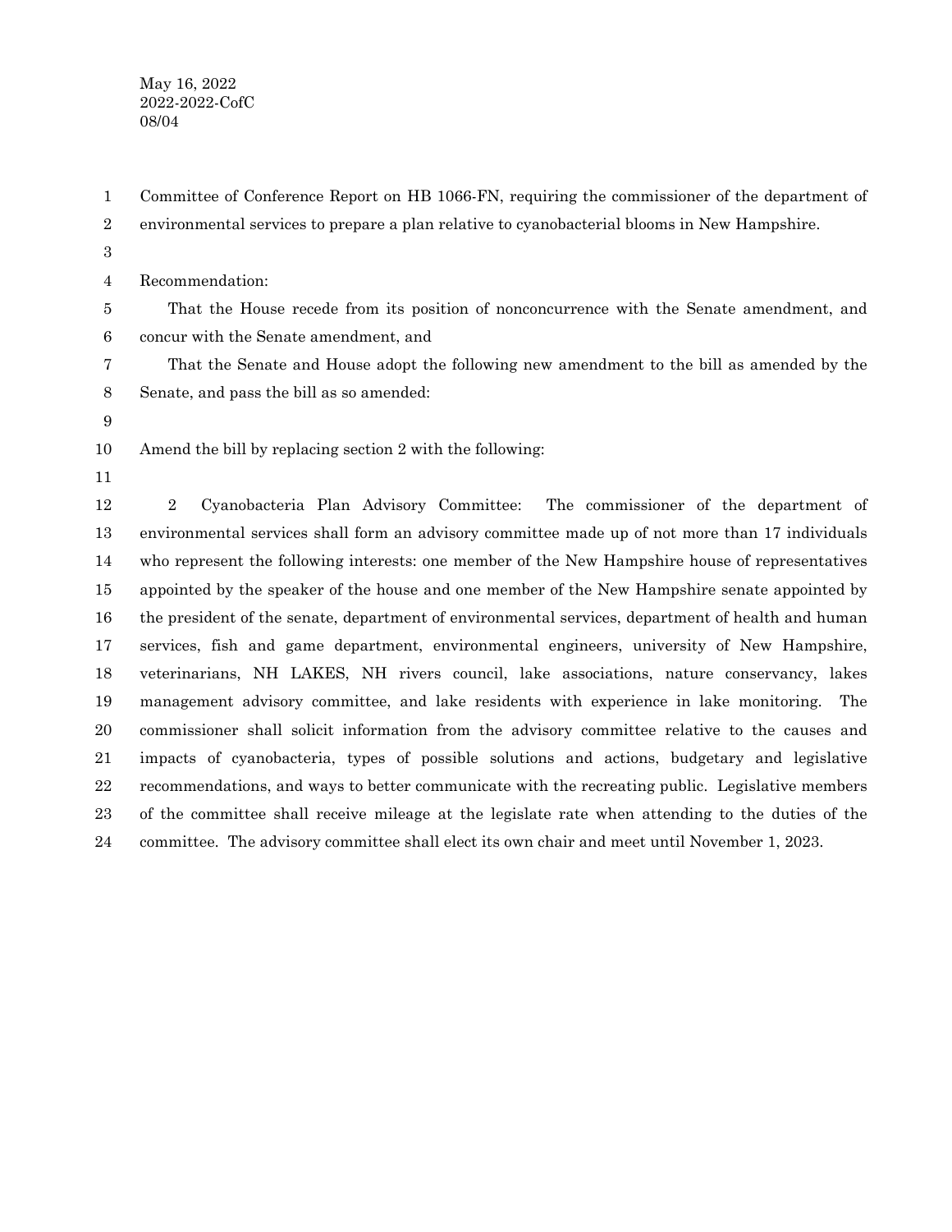May 16, 2022
2022-2022-CofC
08/04

Committee of Conference Report on HB 1066-FN, requiring the commissioner of the department of environmental services to prepare a plan relative to cyanobacterial blooms in New Hampshire.

Recommendation:

That the House recede from its position of nonconcurrence with the Senate amendment, and concur with the Senate amendment, and

That the Senate and House adopt the following new amendment to the bill as amended by the Senate, and pass the bill as so amended:

Amend the bill by replacing section 2 with the following:

2 Cyanobacteria Plan Advisory Committee: The commissioner of the department of environmental services shall form an advisory committee made up of not more than 17 individuals who represent the following interests: one member of the New Hampshire house of representatives appointed by the speaker of the house and one member of the New Hampshire senate appointed by the president of the senate, department of environmental services, department of health and human services, fish and game department, environmental engineers, university of New Hampshire, veterinarians, NH LAKES, NH rivers council, lake associations, nature conservancy, lakes management advisory committee, and lake residents with experience in lake monitoring. The commissioner shall solicit information from the advisory committee relative to the causes and impacts of cyanobacteria, types of possible solutions and actions, budgetary and legislative recommendations, and ways to better communicate with the recreating public. Legislative members of the committee shall receive mileage at the legislate rate when attending to the duties of the committee. The advisory committee shall elect its own chair and meet until November 1, 2023.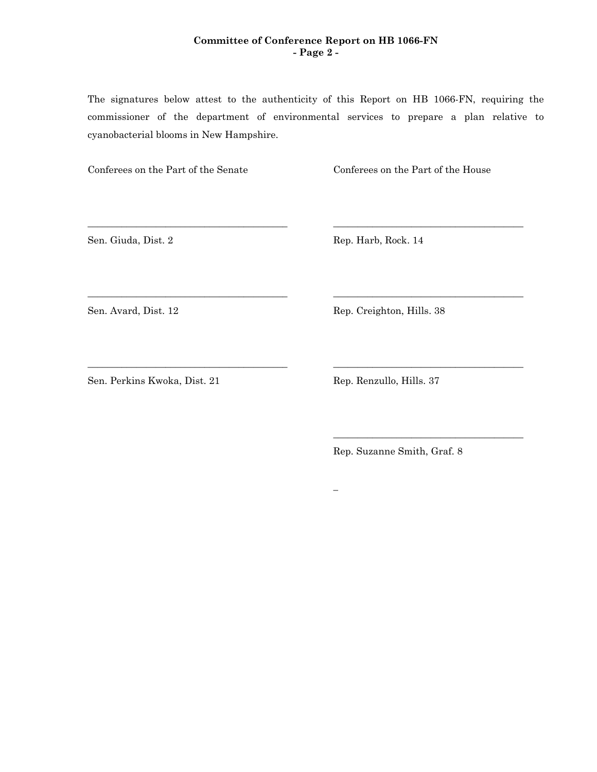**Committee of Conference Report on HB 1066-FN**
**- Page 2 -**

The signatures below attest to the authenticity of this Report on HB 1066-FN, requiring the commissioner of the department of environmental services to prepare a plan relative to cyanobacterial blooms in New Hampshire.

| Conferees on the Part of the Senate | Conferees on the Part of the House |
| --- | --- |
| ________________________ | ________________________ |
| Sen. Giuda, Dist. 2 | Rep. Harb, Rock. 14 |
| ________________________ | ________________________ |
| Sen. Avard, Dist. 12 | Rep. Creighton, Hills. 38 |
| ________________________ | ________________________ |
| Sen. Perkins Kwoka, Dist. 21 | Rep. Renzullo, Hills. 37 |
| | ________________________ |
| | Rep. Suzanne Smith, Graf. 8 |